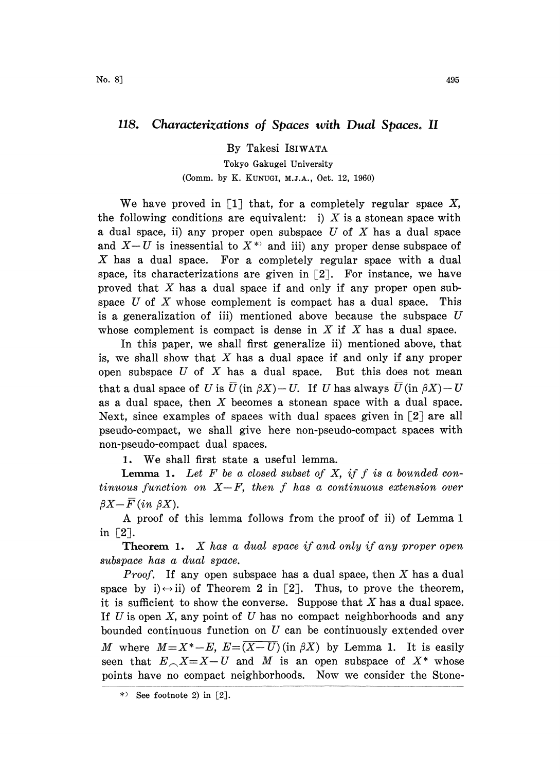## 118. Characterizations of Spaces with Dual Spaces. II

By Takesi ISIWATA

Tokyo Gakugei University

(Comm. by K. KUNUGI, M.J.A., Oct. 12, 1960)

We have proved in [1] that, for a completely regular space $X$, the following conditions are equivalent: i) $X$ is a stonean space with a dual space, ii) any proper open subspace $U$ of $X$ has a dual space and $X-U$ is inessential to $X$ [*] and iii) any proper dense subspace of $X$ has a dual space. For a completely regular space with a dual space, its characterizations are given in [2]. For instance, we have proved that $X$ has a dual space if and only if any proper open subspace $U$ of $X$ whose complement is compact has a dual space. This is a generalization of iii) mentioned above because the subspace $U$ whose complement is compact is dense in $X$ if $X$ has a dual space.

In this paper, we shall first generalize ii) mentioned above, that is, we shall show that $X$ has a dual space if and only if any proper open subspace $U$ of $X$ has a dual space. But this does not mean that a dual space of $U$ is $\overline{U}(\text{in } \beta X)-U$. If $U$ has always $\overline{U}(\text{in } \beta X)-U$ as a dual space, then $X$ becomes a stonean space with a dual space. Next, since examples of spaces with dual spaces given in [2] are all pseudo-compact, we shall give here non-pseudo-compact spaces with non-pseudo-compact dual spaces.

1. We shall first state a useful lemma.

**Lemma 1.** *Let $F$ be a closed subset of $X$, if $f$ is a bounded continuous function on $X-F$, then $f$ has a continuous extension over $\beta X-\overline{F}(\text{in } \beta X)$.*

A proof of this lemma follows from the proof of ii) of Lemma 1 in [2].

**Theorem 1.** *$X$ has a dual space if and only if any proper open subspace has a dual space.*

*Proof.* If any open subspace has a dual space, then $X$ has a dual space by i)$\leftrightarrow$ii) of Theorem 2 in [2]. Thus, to prove the theorem, it is sufficient to show the converse. Suppose that $X$ has a dual space. If $U$ is open $X$, any point of $U$ has no compact neighborhoods and any bounded continuous function on $U$ can be continuously extended over $M$ where $M=X^*-E$, $E=\overline{(X-U)}(\text{in } \beta X)$ by Lemma 1. It is easily seen that $E \frown X=X-U$ and $M$ is an open subspace of $X^*$ whose points have no compact neighborhoods. Now we consider the Stone-

[*] See footnote 2) in [2].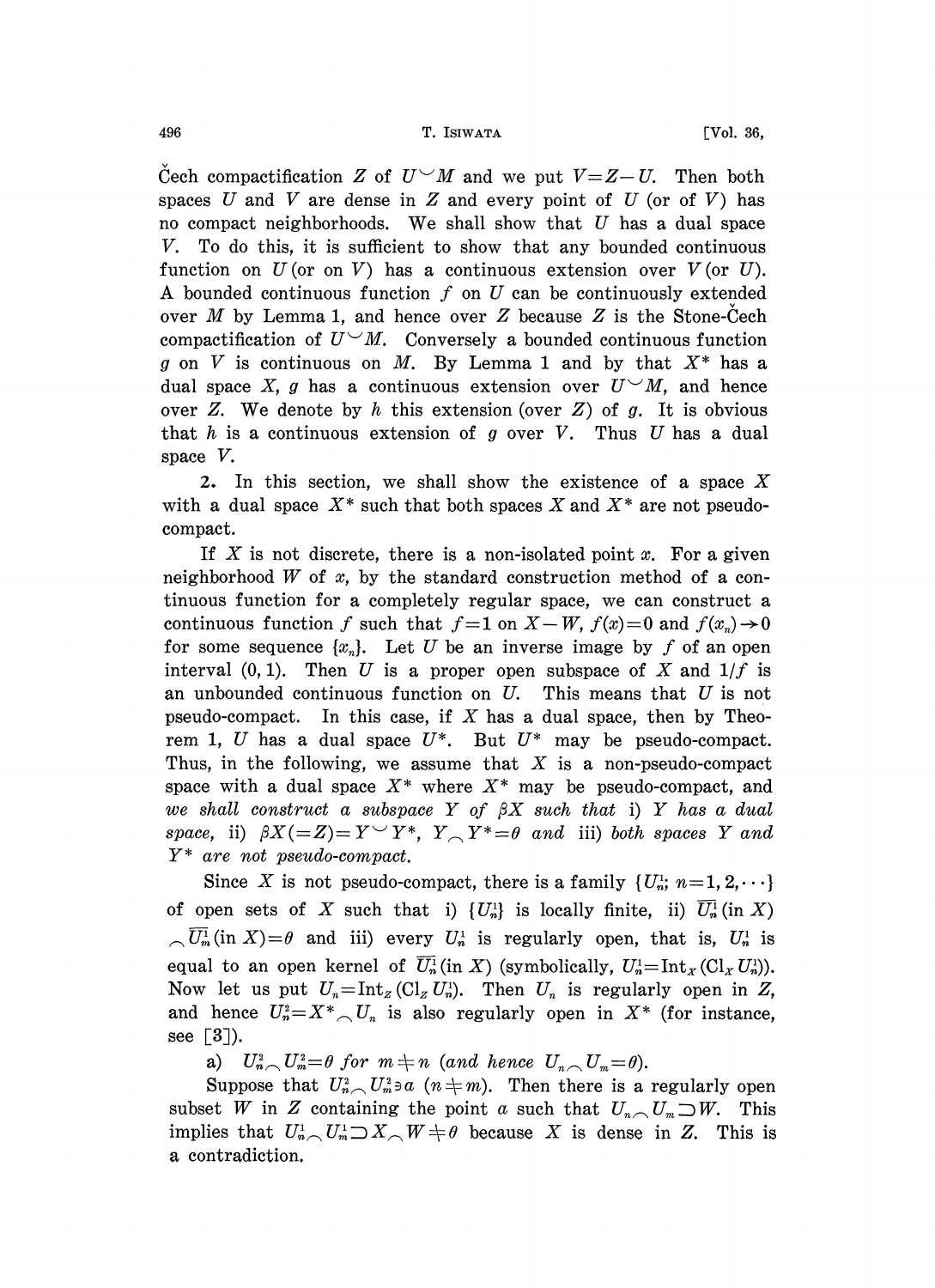Čech compactification $Z$ of $U \smile M$ and we put $V = Z - U$. Then both spaces $U$ and $V$ are dense in $Z$ and every point of $U$ (or of $V$) has no compact neighborhoods. We shall show that $U$ has a dual space $V$. To do this, it is sufficient to show that any bounded continuous function on $U$ (or on $V$) has a continuous extension over $V$ (or $U$). A bounded continuous function $f$ on $U$ can be continuously extended over $M$ by Lemma 1, and hence over $Z$ because $Z$ is the Stone-Čech compactification of $U \smile M$. Conversely a bounded continuous function $g$ on $V$ is continuous on $M$. By Lemma 1 and by that $X^*$ has a dual space $X$, $g$ has a continuous extension over $U \smile M$, and hence over $Z$. We denote by $h$ this extension (over $Z$) of $g$. It is obvious that $h$ is a continuous extension of $g$ over $V$. Thus $U$ has a dual space $V$.

**2.** In this section, we shall show the existence of a space $X$ with a dual space $X^*$ such that both spaces $X$ and $X^*$ are not pseudo-compact.

If $X$ is not discrete, there is a non-isolated point $x$. For a given neighborhood $W$ of $x$, by the standard construction method of a continuous function for a completely regular space, we can construct a continuous function $f$ such that $f=1$ on $X-W$, $f(x)=0$ and $f(x_n) \to 0$ for some sequence $\{x_n\}$. Let $U$ be an inverse image by $f$ of an open interval $(0, 1)$. Then $U$ is a proper open subspace of $X$ and $1/f$ is an unbounded continuous function on $U$. This means that $U$ is not pseudo-compact. In this case, if $X$ has a dual space, then by Theorem 1, $U$ has a dual space $U^*$. But $U^*$ may be pseudo-compact. Thus, in the following, we assume that $X$ is a non-pseudo-compact space with a dual space $X^*$ where $X^*$ may be pseudo-compact, and *we shall construct a subspace $Y$ of $\beta X$ such that* i) *$Y$ has a dual space,* ii) *$\beta X (=Z) = Y \smile Y^*$, $Y \frown Y^* = \theta$ and* iii) *both spaces $Y$ and $Y^*$ are not pseudo-compact.*

Since $X$ is not pseudo-compact, there is a family $\{U_n^1;\ n=1, 2, \cdots\}$ of open sets of $X$ such that i) $\{U_n^1\}$ is locally finite, ii) $\overline{U_n^1}$ (in $X$) $\frown \overline{U_m^1}$ (in $X$) $= \theta$ and iii) every $U_n^1$ is regularly open, that is, $U_n^1$ is equal to an open kernel of $\overline{U_n^1}$ (in $X$) (symbolically, $U_n^1 = \mathrm{Int}_X(\mathrm{Cl}_X U_n^1)$). Now let us put $U_n = \mathrm{Int}_Z(\mathrm{Cl}_Z U_n^1)$. Then $U_n$ is regularly open in $Z$, and hence $U_n^2 = X^* \frown U_n$ is also regularly open in $X^*$ (for instance, see [3]).

a) *$U_n^2 \frown U_m^2 = \theta$ for $m \neq n$ (and hence $U_n \frown U_m = \theta$).*

Suppose that $U_n^2 \frown U_m^2 \ni a$ $(n \neq m)$. Then there is a regularly open subset $W$ in $Z$ containing the point $a$ such that $U_n \frown U_m \supset W$. This implies that $U_n^1 \frown U_m^1 \supset X \frown W \neq \theta$ because $X$ is dense in $Z$. This is a contradiction.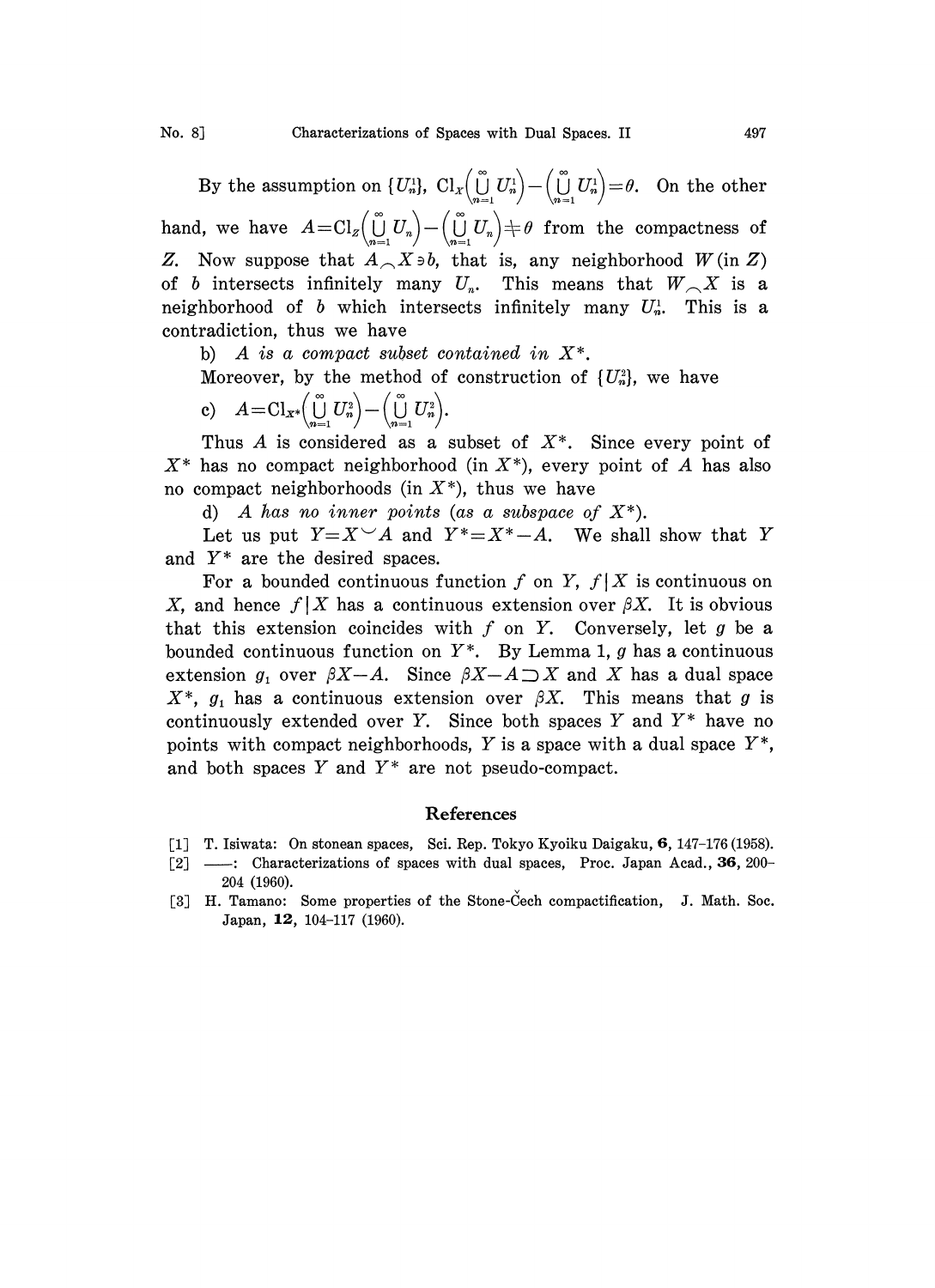By the assumption on $\{U_n^1\}$, $\mathrm{Cl}_X\left(\bigcup_{n=1}^{\infty} U_n^1\right)-\left(\bigcup_{n=1}^{\infty} U_n^1\right)=\theta$. On the other hand, we have $A=\mathrm{Cl}_Z\left(\bigcup_{n=1}^{\infty} U_n\right)-\left(\bigcup_{n=1}^{\infty} U_n\right)\neq\theta$ from the compactness of $Z$. Now suppose that $A\frown X\ni b$, that is, any neighborhood $W$ (in $Z$) of $b$ intersects infinitely many $U_n$. This means that $W\frown X$ is a neighborhood of $b$ which intersects infinitely many $U_n^1$. This is a contradiction, thus we have

b) *$A$ is a compact subset contained in $X^*$.*

Moreover, by the method of construction of $\{U_n^2\}$, we have

c) $A=\mathrm{Cl}_{X^*}\left(\bigcup_{n=1}^{\infty} U_n^2\right)-\left(\bigcup_{n=1}^{\infty} U_n^2\right)$.

Thus $A$ is considered as a subset of $X^*$. Since every point of $X^*$ has no compact neighborhood (in $X^*$), every point of $A$ has also no compact neighborhoods (in $X^*$), thus we have

d) *$A$ has no inner points (as a subspace of $X^*$).*

Let us put $Y=X^*\smile A$ and $Y^*=X^*-A$. We shall show that $Y$ and $Y^*$ are the desired spaces.

For a bounded continuous function $f$ on $Y$, $f|X$ is continuous on $X$, and hence $f|X$ has a continuous extension over $\beta X$. It is obvious that this extension coincides with $f$ on $Y$. Conversely, let $g$ be a bounded continuous function on $Y^*$. By Lemma 1, $g$ has a continuous extension $g_1$ over $\beta X-A$. Since $\beta X-A\supset X$ and $X$ has a dual space $X^*$, $g_1$ has a continuous extension over $\beta X$. This means that $g$ is continuously extended over $Y$. Since both spaces $Y$ and $Y^*$ have no points with compact neighborhoods, $Y$ is a space with a dual space $Y^*$, and both spaces $Y$ and $Y^*$ are not pseudo-compact.

## References

[1] T. Isiwata: On stonean spaces, Sci. Rep. Tokyo Kyoiku Daigaku, **6**, 147–176 (1958).

[2] ——: Characterizations of spaces with dual spaces, Proc. Japan Acad., **36**, 200–204 (1960).

[3] H. Tamano: Some properties of the Stone-Čech compactification, J. Math. Soc. Japan, **12**, 104–117 (1960).